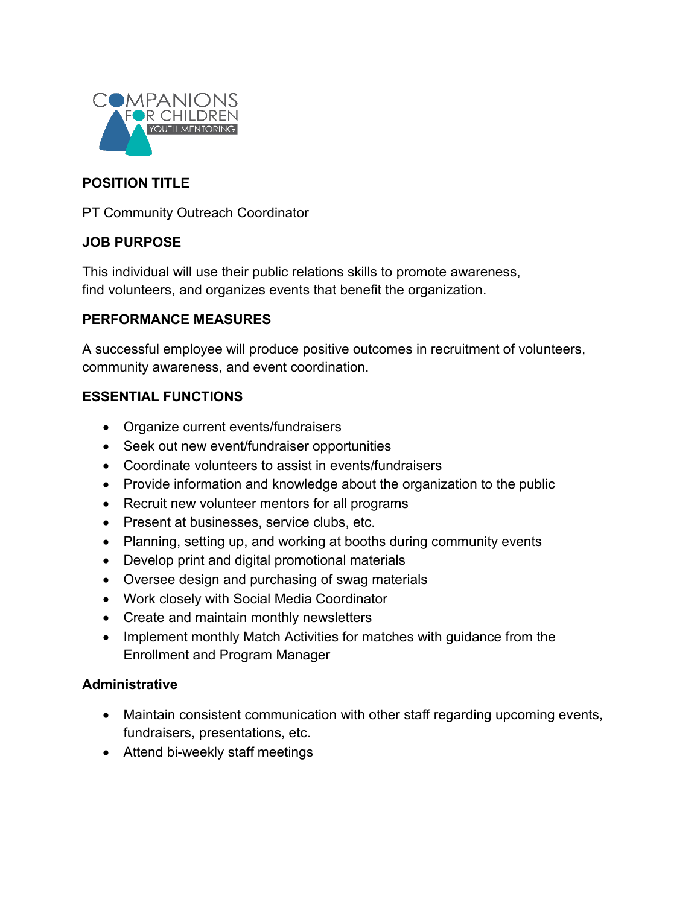## POSITION TITLE

PT Community Outreach Coordinator

## JOB PURPOSE

This individual will use their public relations skills to promote awareness, find volunteers, and organizes events that benefit the organization.

## PERFORMANCE MEASURES

A successful employee will produce positive outcomes in recruitment of volunteers, community awareness, and event coordination.

## ESSENTIAL FUNCTIONS

- Organize current events/fundraisers
- Seek out new event/fundraiser opportunities
- Coordinate volunteers to assist in events/fundraisers
- Provide information and knowledge about the organization to the public
- Recruit new volunteer mentors for all programs
- Present at businesses, service clubs, etc.
- Planning, setting up, and working at booths during community events
- Develop print and digital promotional materials
- Oversee design and purchasing of swag materials
- Work closely with Social Media Coordinator
- Create and maintain monthly newsletters
- Implement monthly Match Activities for matches with guidance from the Enrollment and Program Manager

### Administrative

- Maintain consistent communication with other staff regarding upcoming events, fundraisers, presentations, etc.
- Attend bi-weekly staff meetings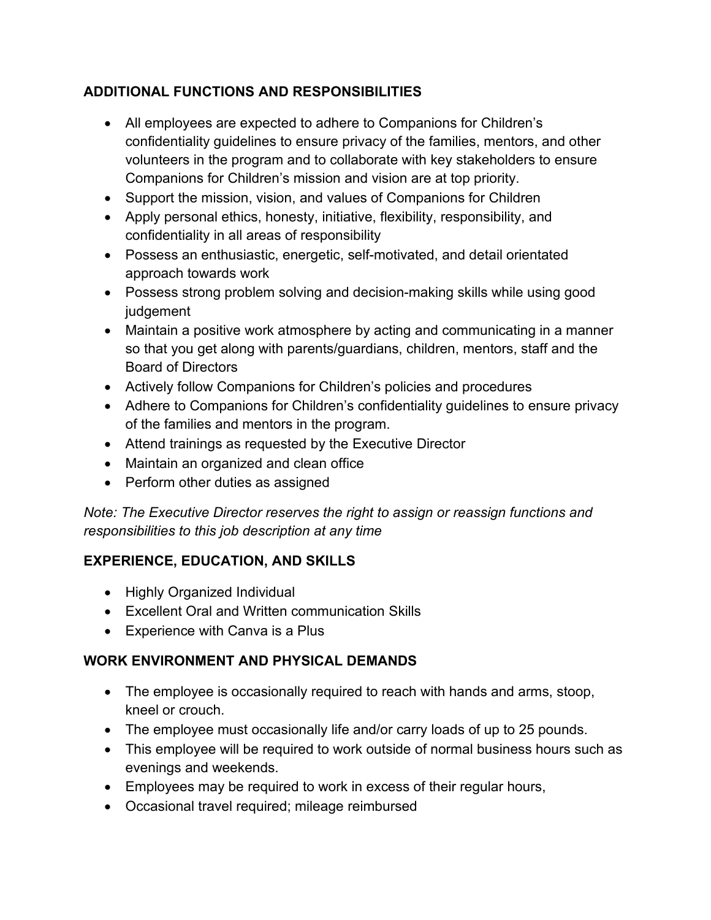## ADDITIONAL FUNCTIONS AND RESPONSIBILITIES

- All employees are expected to adhere to Companions for Children's confidentiality guidelines to ensure privacy of the families, mentors, and other volunteers in the program and to collaborate with key stakeholders to ensure Companions for Children's mission and vision are at top priority.
- Support the mission, vision, and values of Companions for Children
- Apply personal ethics, honesty, initiative, flexibility, responsibility, and confidentiality in all areas of responsibility
- Possess an enthusiastic, energetic, self-motivated, and detail orientated approach towards work
- Possess strong problem solving and decision-making skills while using good judgement
- Maintain a positive work atmosphere by acting and communicating in a manner so that you get along with parents/guardians, children, mentors, staff and the Board of Directors
- Actively follow Companions for Children's policies and procedures
- Adhere to Companions for Children's confidentiality guidelines to ensure privacy of the families and mentors in the program.
- Attend trainings as requested by the Executive Director
- Maintain an organized and clean office
- Perform other duties as assigned

*Note: The Executive Director reserves the right to assign or reassign functions and responsibilities to this job description at any time*

## EXPERIENCE, EDUCATION, AND SKILLS

- Highly Organized Individual
- Excellent Oral and Written communication Skills
- Experience with Canva is a Plus

## WORK ENVIRONMENT AND PHYSICAL DEMANDS

- The employee is occasionally required to reach with hands and arms, stoop, kneel or crouch.
- The employee must occasionally life and/or carry loads of up to 25 pounds.
- This employee will be required to work outside of normal business hours such as evenings and weekends.
- Employees may be required to work in excess of their regular hours,
- Occasional travel required; mileage reimbursed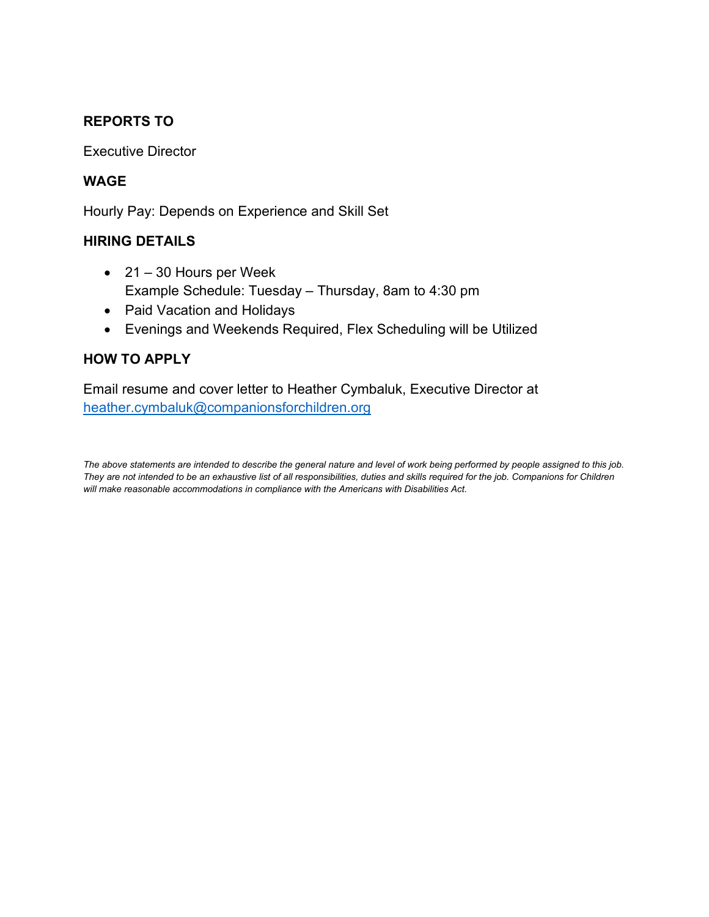### REPORTS TO

Executive Director

### WAGE

Hourly Pay: Depends on Experience and Skill Set

### HIRING DETAILS

- 21 – 30 Hours per Week
  Example Schedule: Tuesday – Thursday, 8am to 4:30 pm
- Paid Vacation and Holidays
- Evenings and Weekends Required, Flex Scheduling will be Utilized

### HOW TO APPLY

Email resume and cover letter to Heather Cymbaluk, Executive Director at heather.cymbaluk@companionsforchildren.org

*The above statements are intended to describe the general nature and level of work being performed by people assigned to this job. They are not intended to be an exhaustive list of all responsibilities, duties and skills required for the job. Companions for Children will make reasonable accommodations in compliance with the Americans with Disabilities Act.*